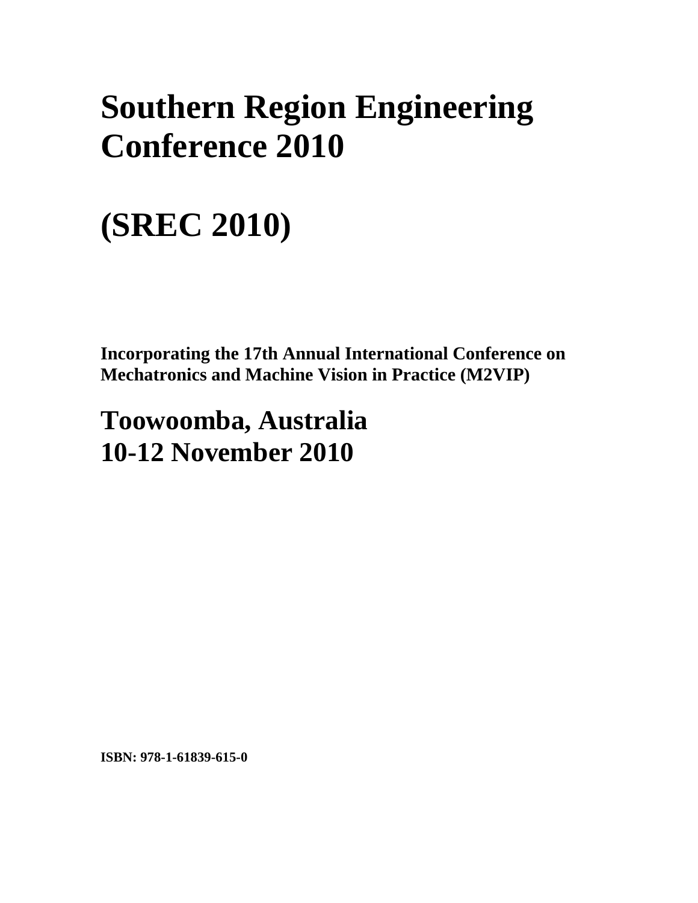# Southern Region Engineering Conference 2010

# (SREC 2010)

**Incorporating the 17th Annual International Conference on Mechatronics and Machine Vision in Practice (M2VIP)**

## Toowoomba, Australia
## 10-12 November 2010

**ISBN: 978-1-61839-615-0**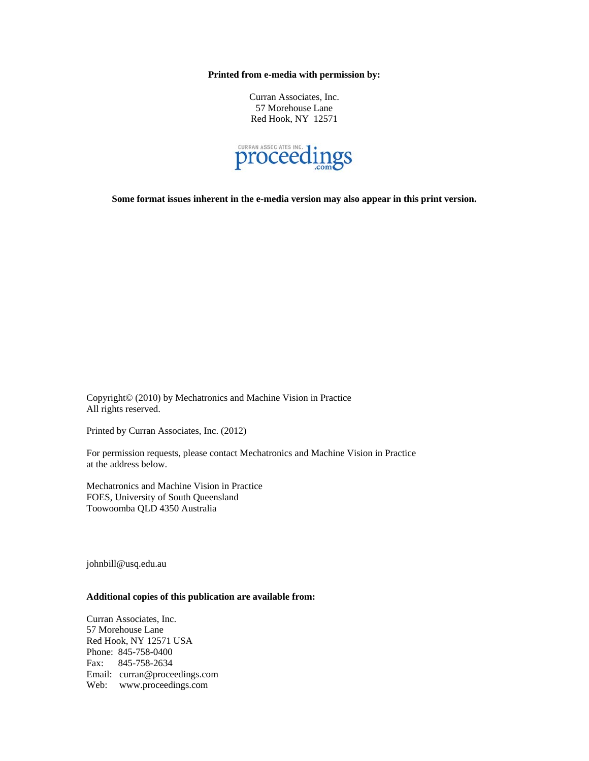**Printed from e-media with permission by:**

Curran Associates, Inc.
57 Morehouse Lane
Red Hook, NY 12571

CURRAN ASSOCIATES INC. proceedings.com

**Some format issues inherent in the e-media version may also appear in this print version.**

Copyright© (2010) by Mechatronics and Machine Vision in Practice
All rights reserved.

Printed by Curran Associates, Inc. (2012)

For permission requests, please contact Mechatronics and Machine Vision in Practice
at the address below.

Mechatronics and Machine Vision in Practice
FOES, University of South Queensland
Toowoomba QLD 4350 Australia

johnbill@usq.edu.au

**Additional copies of this publication are available from:**

Curran Associates, Inc.
57 Morehouse Lane
Red Hook, NY 12571 USA
Phone: 845-758-0400
Fax: 845-758-2634
Email: curran@proceedings.com
Web: www.proceedings.com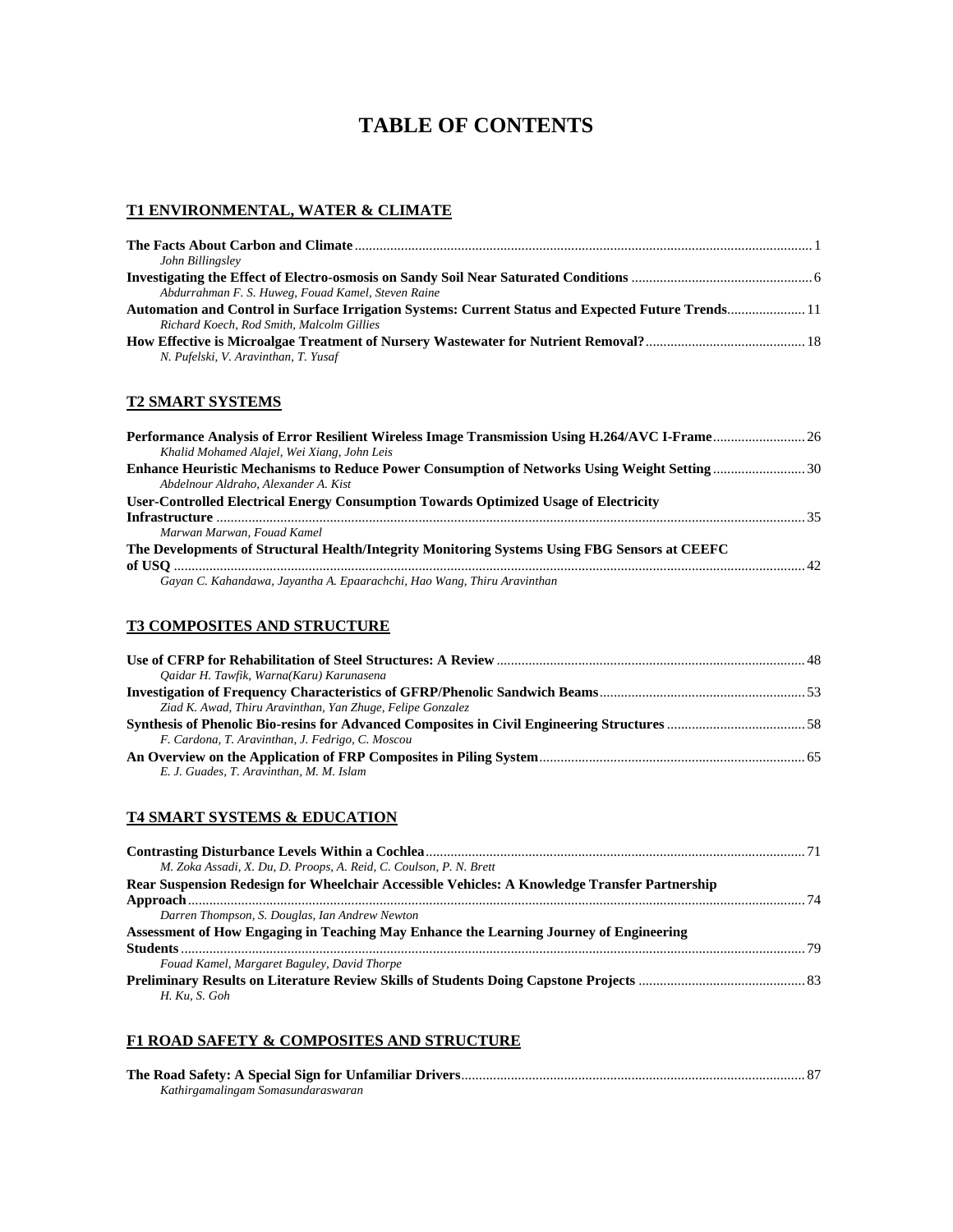# TABLE OF CONTENTS

## T1 ENVIRONMENTAL, WATER & CLIMATE

**The Facts About Carbon and Climate** ........ 1
*John Billingsley*

**Investigating the Effect of Electro-osmosis on Sandy Soil Near Saturated Conditions** ........ 6
*Abdurrahman F. S. Huweg, Fouad Kamel, Steven Raine*

**Automation and Control in Surface Irrigation Systems: Current Status and Expected Future Trends** ........ 11
*Richard Koech, Rod Smith, Malcolm Gillies*

**How Effective is Microalgae Treatment of Nursery Wastewater for Nutrient Removal?** ........ 18
*N. Pufelski, V. Aravinthan, T. Yusaf*

## T2 SMART SYSTEMS

**Performance Analysis of Error Resilient Wireless Image Transmission Using H.264/AVC I-Frame** ........ 26
*Khalid Mohamed Alajel, Wei Xiang, John Leis*

**Enhance Heuristic Mechanisms to Reduce Power Consumption of Networks Using Weight Setting** ........ 30
*Abdelnour Aldraho, Alexander A. Kist*

**User-Controlled Electrical Energy Consumption Towards Optimized Usage of Electricity Infrastructure** ........ 35
*Marwan Marwan, Fouad Kamel*

**The Developments of Structural Health/Integrity Monitoring Systems Using FBG Sensors at CEEFC of USQ** ........ 42
*Gayan C. Kahandawa, Jayantha A. Epaarachchi, Hao Wang, Thiru Aravinthan*

## T3 COMPOSITES AND STRUCTURE

**Use of CFRP for Rehabilitation of Steel Structures: A Review** ........ 48
*Qaidar H. Tawfik, Warna(Karu) Karunasena*

**Investigation of Frequency Characteristics of GFRP/Phenolic Sandwich Beams** ........ 53
*Ziad K. Awad, Thiru Aravinthan, Yan Zhuge, Felipe Gonzalez*

**Synthesis of Phenolic Bio-resins for Advanced Composites in Civil Engineering Structures** ........ 58
*F. Cardona, T. Aravinthan, J. Fedrigo, C. Moscou*

**An Overview on the Application of FRP Composites in Piling System** ........ 65
*E. J. Guades, T. Aravinthan, M. M. Islam*

## T4 SMART SYSTEMS & EDUCATION

**Contrasting Disturbance Levels Within a Cochlea** ........ 71
*M. Zoka Assadi, X. Du, D. Proops, A. Reid, C. Coulson, P. N. Brett*

**Rear Suspension Redesign for Wheelchair Accessible Vehicles: A Knowledge Transfer Partnership Approach** ........ 74
*Darren Thompson, S. Douglas, Ian Andrew Newton*

**Assessment of How Engaging in Teaching May Enhance the Learning Journey of Engineering Students** ........ 79
*Fouad Kamel, Margaret Baguley, David Thorpe*

**Preliminary Results on Literature Review Skills of Students Doing Capstone Projects** ........ 83
*H. Ku, S. Goh*

## F1 ROAD SAFETY & COMPOSITES AND STRUCTURE

**The Road Safety: A Special Sign for Unfamiliar Drivers** ........ 87
*Kathirgamalingam Somasundaraswaran*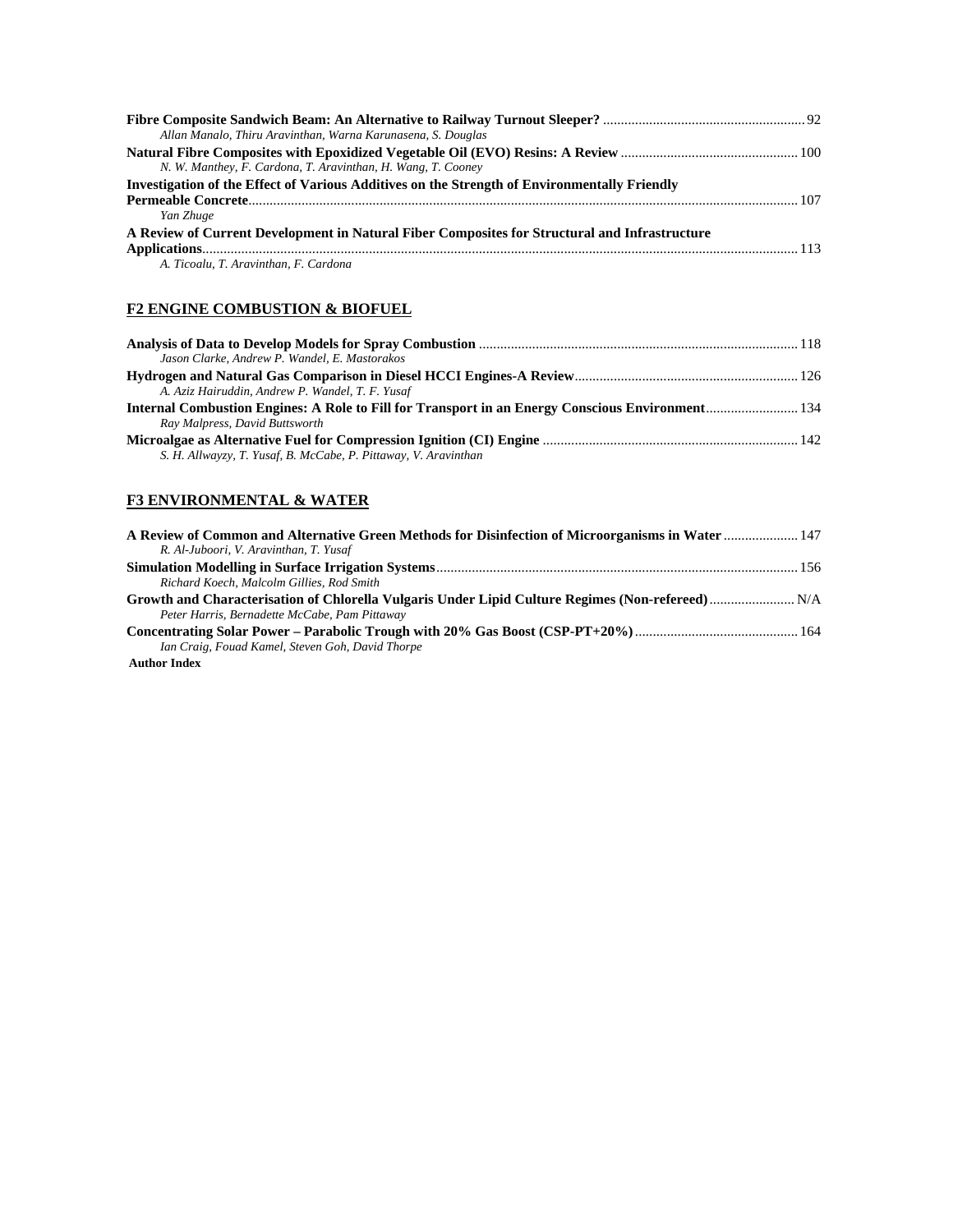**Fibre Composite Sandwich Beam: An Alternative to Railway Turnout Sleeper?** ........................................................ 92
*Allan Manalo, Thiru Aravinthan, Warna Karunasena, S. Douglas*

**Natural Fibre Composites with Epoxidized Vegetable Oil (EVO) Resins: A Review** ................................................ 100
*N. W. Manthey, F. Cardona, T. Aravinthan, H. Wang, T. Cooney*

**Investigation of the Effect of Various Additives on the Strength of Environmentally Friendly Permeable Concrete**........................................................................................................................................................ 107
*Yan Zhuge*

**A Review of Current Development in Natural Fiber Composites for Structural and Infrastructure Applications**.................................................................................................................................................... 113
*A. Ticoalu, T. Aravinthan, F. Cardona*

## F2 ENGINE COMBUSTION & BIOFUEL

**Analysis of Data to Develop Models for Spray Combustion** ........................................................................................ 118
*Jason Clarke, Andrew P. Wandel, E. Mastorakos*

**Hydrogen and Natural Gas Comparison in Diesel HCCI Engines-A Review**.............................................................. 126
*A. Aziz Hairuddin, Andrew P. Wandel, T. F. Yusaf*

**Internal Combustion Engines: A Role to Fill for Transport in an Energy Conscious Environment**.......................... 134
*Ray Malpress, David Buttsworth*

**Microalgae as Alternative Fuel for Compression Ignition (CI) Engine** ....................................................................... 142
*S. H. Allwayzy, T. Yusaf, B. McCabe, P. Pittaway, V. Aravinthan*

## F3 ENVIRONMENTAL & WATER

**A Review of Common and Alternative Green Methods for Disinfection of Microorganisms in Water** ..................... 147
*R. Al-Juboori, V. Aravinthan, T. Yusaf*

**Simulation Modelling in Surface Irrigation Systems**..................................................................................................... 156
*Richard Koech, Malcolm Gillies, Rod Smith*

**Growth and Characterisation of Chlorella Vulgaris Under Lipid Culture Regimes (Non-refereed)**........................ N/A
*Peter Harris, Bernadette McCabe, Pam Pittaway*

**Concentrating Solar Power – Parabolic Trough with 20% Gas Boost (CSP-PT+20%)**............................................. 164
*Ian Craig, Fouad Kamel, Steven Goh, David Thorpe*

**Author Index**